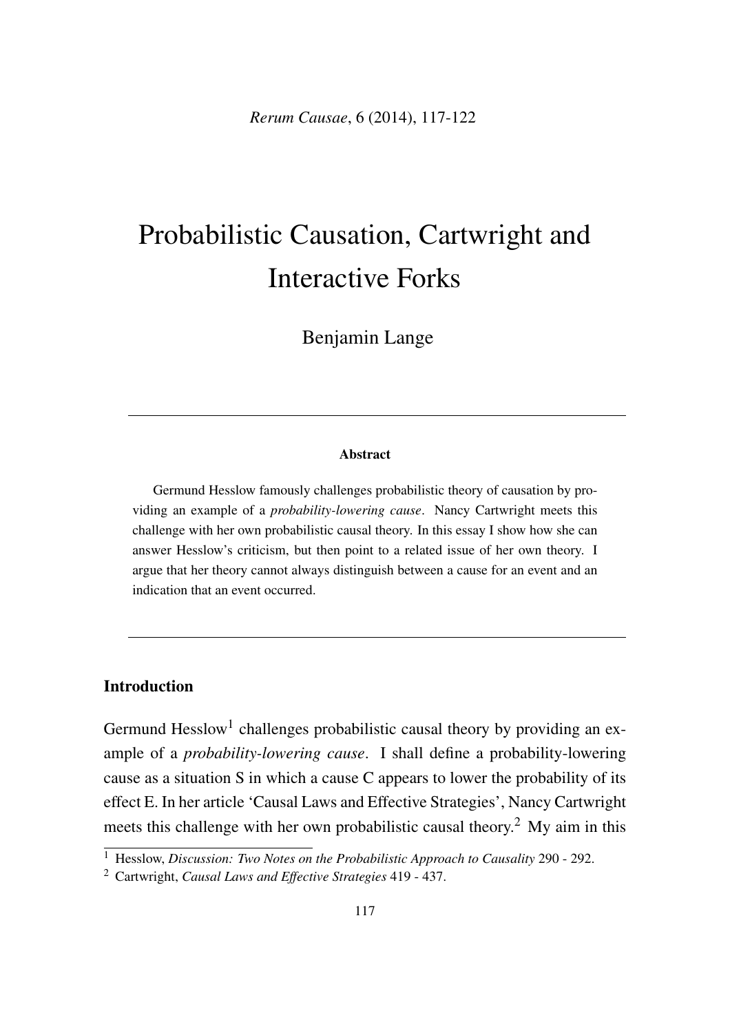# Probabilistic Causation, Cartwright and Interactive Forks

Benjamin Lange

---

**Abstract**

Germund Hesslow famously challenges probabilistic theory of causation by providing an example of a *probability-lowering cause*. Nancy Cartwright meets this challenge with her own probabilistic causal theory. In this essay I show how she can answer Hesslow's criticism, but then point to a related issue of her own theory. I argue that her theory cannot always distinguish between a cause for an event and an indication that an event occurred.

---

## Introduction

Germund Hesslow[1] challenges probabilistic causal theory by providing an example of a *probability-lowering cause*. I shall define a probability-lowering cause as a situation S in which a cause C appears to lower the probability of its effect E. In her article 'Causal Laws and Effective Strategies', Nancy Cartwright meets this challenge with her own probabilistic causal theory.[2] My aim in this

[1] Hesslow, *Discussion: Two Notes on the Probabilistic Approach to Causality* 290 - 292.

[2] Cartwright, *Causal Laws and Effective Strategies* 419 - 437.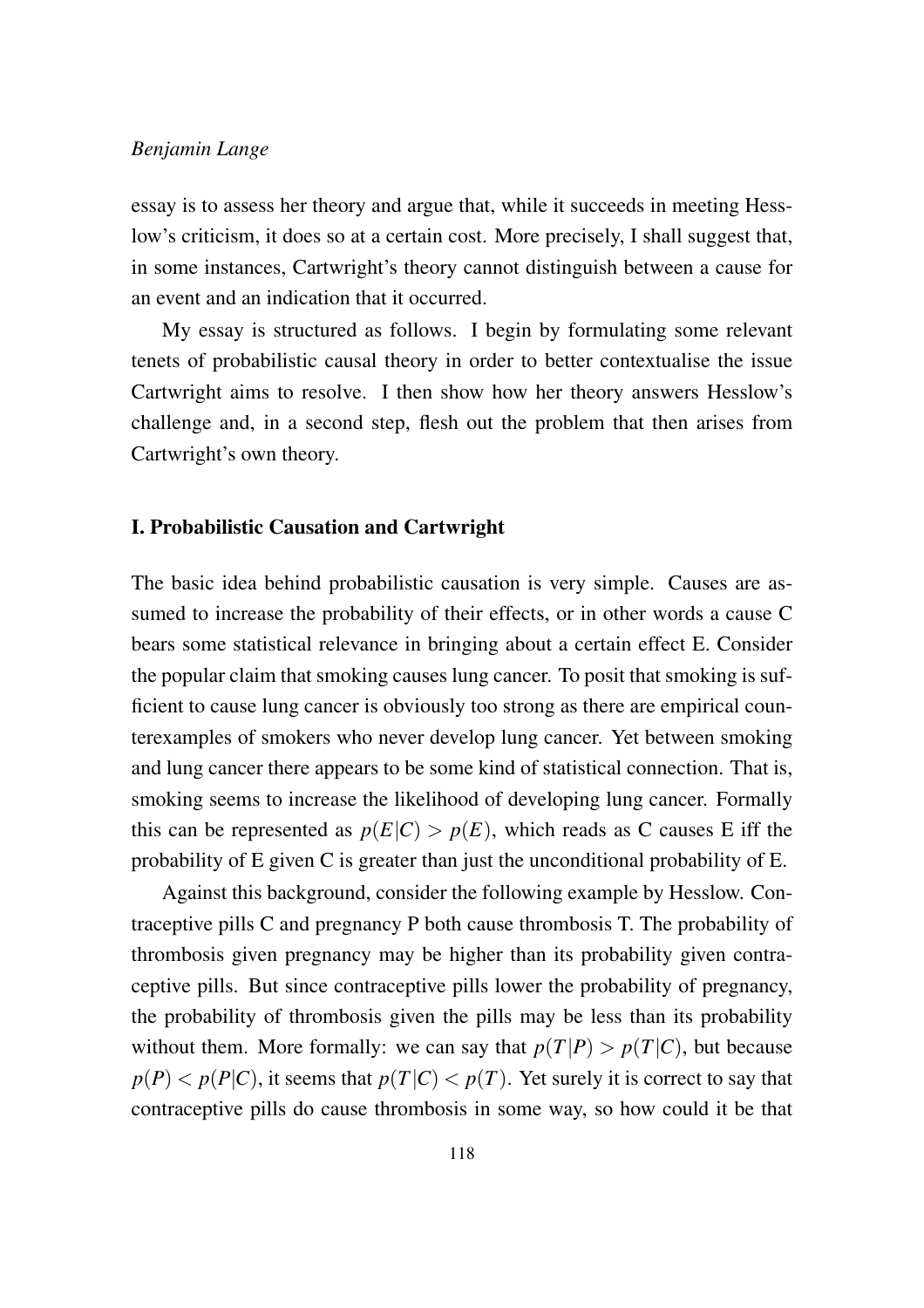essay is to assess her theory and argue that, while it succeeds in meeting Hesslow's criticism, it does so at a certain cost. More precisely, I shall suggest that, in some instances, Cartwright's theory cannot distinguish between a cause for an event and an indication that it occurred.

My essay is structured as follows. I begin by formulating some relevant tenets of probabilistic causal theory in order to better contextualise the issue Cartwright aims to resolve. I then show how her theory answers Hesslow's challenge and, in a second step, flesh out the problem that then arises from Cartwright's own theory.

## I. Probabilistic Causation and Cartwright

The basic idea behind probabilistic causation is very simple. Causes are assumed to increase the probability of their effects, or in other words a cause C bears some statistical relevance in bringing about a certain effect E. Consider the popular claim that smoking causes lung cancer. To posit that smoking is sufficient to cause lung cancer is obviously too strong as there are empirical counterexamples of smokers who never develop lung cancer. Yet between smoking and lung cancer there appears to be some kind of statistical connection. That is, smoking seems to increase the likelihood of developing lung cancer. Formally this can be represented as $p(E|C) > p(E)$, which reads as C causes E iff the probability of E given C is greater than just the unconditional probability of E.

Against this background, consider the following example by Hesslow. Contraceptive pills C and pregnancy P both cause thrombosis T. The probability of thrombosis given pregnancy may be higher than its probability given contraceptive pills. But since contraceptive pills lower the probability of pregnancy, the probability of thrombosis given the pills may be less than its probability without them. More formally: we can say that $p(T|P) > p(T|C)$, but because $p(P) < p(P|C)$, it seems that $p(T|C) < p(T)$. Yet surely it is correct to say that contraceptive pills do cause thrombosis in some way, so how could it be that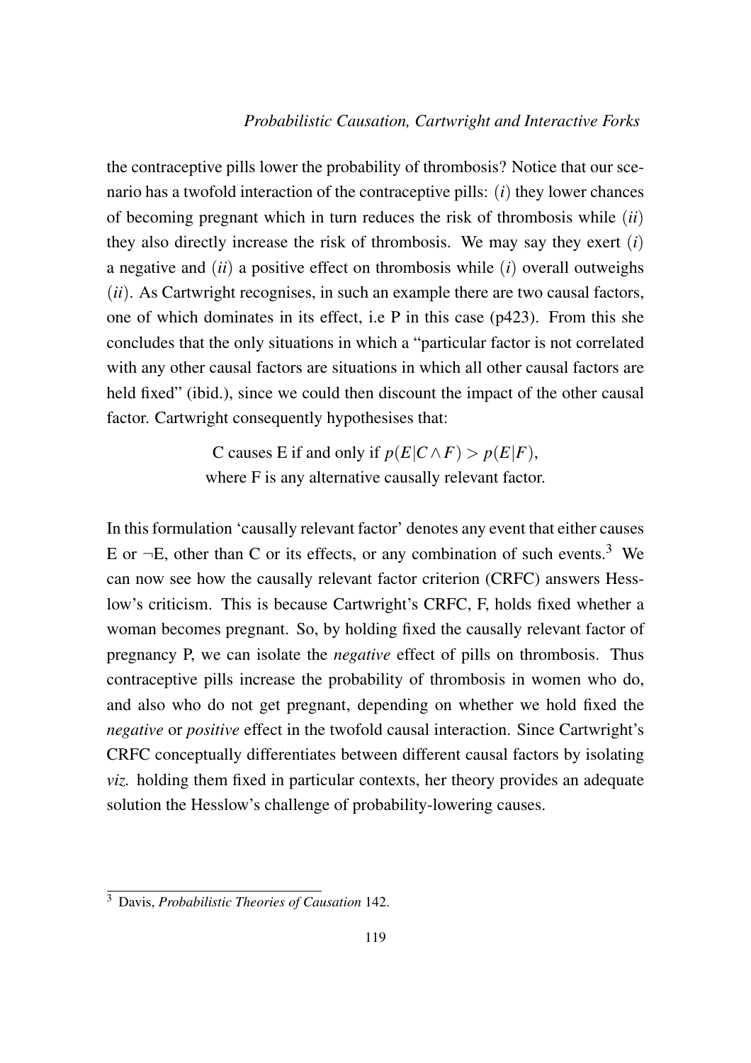the contraceptive pills lower the probability of thrombosis? Notice that our scenario has a twofold interaction of the contraceptive pills: $(i)$ they lower chances of becoming pregnant which in turn reduces the risk of thrombosis while $(ii)$ they also directly increase the risk of thrombosis. We may say they exert $(i)$ a negative and $(ii)$ a positive effect on thrombosis while $(i)$ overall outweighs $(ii)$. As Cartwright recognises, in such an example there are two causal factors, one of which dominates in its effect, i.e P in this case (p423). From this she concludes that the only situations in which a "particular factor is not correlated with any other causal factors are situations in which all other causal factors are held fixed" (ibid.), since we could then discount the impact of the other causal factor. Cartwright consequently hypothesises that:

C causes E if and only if $p(E|C \wedge F) > p(E|F)$,
where F is any alternative causally relevant factor.

In this formulation 'causally relevant factor' denotes any event that either causes E or ¬E, other than C or its effects, or any combination of such events.[3] We can now see how the causally relevant factor criterion (CRFC) answers Hesslow's criticism. This is because Cartwright's CRFC, F, holds fixed whether a woman becomes pregnant. So, by holding fixed the causally relevant factor of pregnancy P, we can isolate the *negative* effect of pills on thrombosis. Thus contraceptive pills increase the probability of thrombosis in women who do, and also who do not get pregnant, depending on whether we hold fixed the *negative* or *positive* effect in the twofold causal interaction. Since Cartwright's CRFC conceptually differentiates between different causal factors by isolating *viz.* holding them fixed in particular contexts, her theory provides an adequate solution the Hesslow's challenge of probability-lowering causes.

[3] Davis, *Probabilistic Theories of Causation* 142.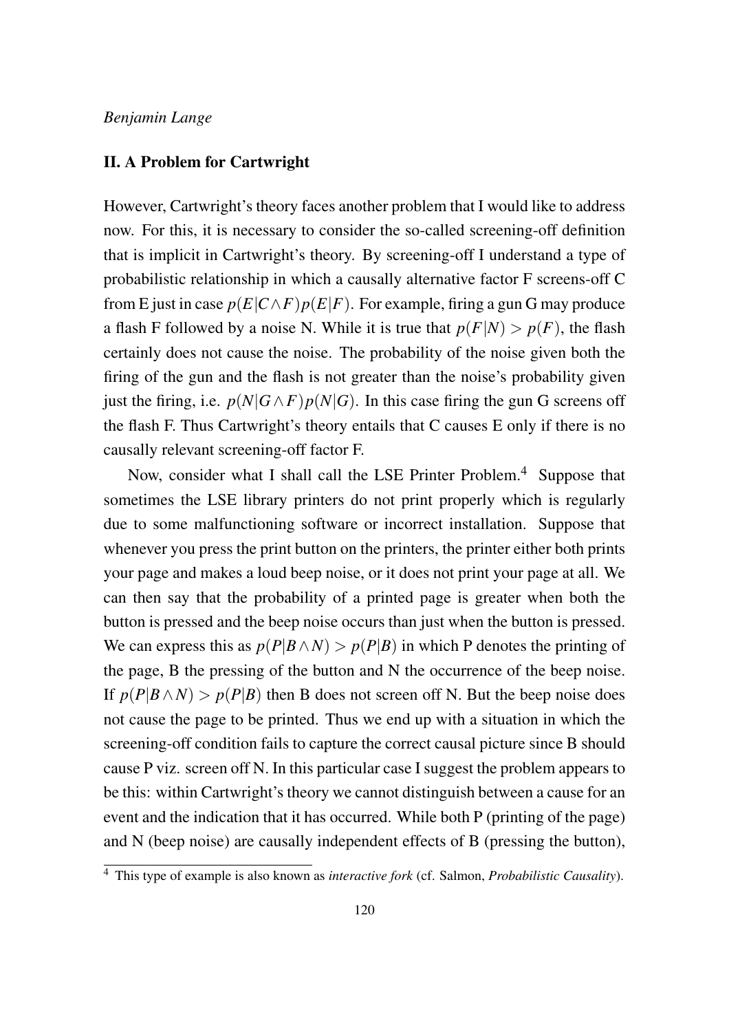## II. A Problem for Cartwright

However, Cartwright's theory faces another problem that I would like to address now. For this, it is necessary to consider the so-called screening-off definition that is implicit in Cartwright's theory. By screening-off I understand a type of probabilistic relationship in which a causally alternative factor F screens-off C from E just in case $p(E|C \wedge F)p(E|F)$. For example, firing a gun G may produce a flash F followed by a noise N. While it is true that $p(F|N) > p(F)$, the flash certainly does not cause the noise. The probability of the noise given both the firing of the gun and the flash is not greater than the noise's probability given just the firing, i.e. $p(N|G \wedge F)p(N|G)$. In this case firing the gun G screens off the flash F. Thus Cartwright's theory entails that C causes E only if there is no causally relevant screening-off factor F.

Now, consider what I shall call the LSE Printer Problem.[4] Suppose that sometimes the LSE library printers do not print properly which is regularly due to some malfunctioning software or incorrect installation. Suppose that whenever you press the print button on the printers, the printer either both prints your page and makes a loud beep noise, or it does not print your page at all. We can then say that the probability of a printed page is greater when both the button is pressed and the beep noise occurs than just when the button is pressed. We can express this as $p(P|B \wedge N) > p(P|B)$ in which P denotes the printing of the page, B the pressing of the button and N the occurrence of the beep noise. If $p(P|B \wedge N) > p(P|B)$ then B does not screen off N. But the beep noise does not cause the page to be printed. Thus we end up with a situation in which the screening-off condition fails to capture the correct causal picture since B should cause P viz. screen off N. In this particular case I suggest the problem appears to be this: within Cartwright's theory we cannot distinguish between a cause for an event and the indication that it has occurred. While both P (printing of the page) and N (beep noise) are causally independent effects of B (pressing the button),

[4] This type of example is also known as *interactive fork* (cf. Salmon, *Probabilistic Causality*).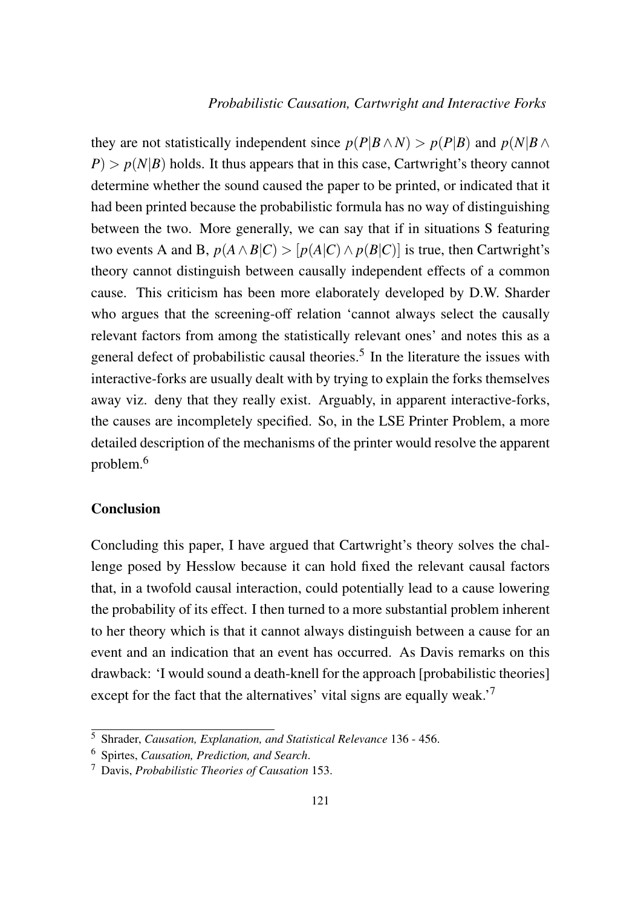they are not statistically independent since $p(P|B \wedge N) > p(P|B)$ and $p(N|B \wedge P) > p(N|B)$ holds. It thus appears that in this case, Cartwright's theory cannot determine whether the sound caused the paper to be printed, or indicated that it had been printed because the probabilistic formula has no way of distinguishing between the two. More generally, we can say that if in situations S featuring two events A and B, $p(A \wedge B|C) > [p(A|C) \wedge p(B|C)]$ is true, then Cartwright's theory cannot distinguish between causally independent effects of a common cause. This criticism has been more elaborately developed by D.W. Sharder who argues that the screening-off relation 'cannot always select the causally relevant factors from among the statistically relevant ones' and notes this as a general defect of probabilistic causal theories.[5] In the literature the issues with interactive-forks are usually dealt with by trying to explain the forks themselves away viz. deny that they really exist. Arguably, in apparent interactive-forks, the causes are incompletely specified. So, in the LSE Printer Problem, a more detailed description of the mechanisms of the printer would resolve the apparent problem.[6]

## Conclusion

Concluding this paper, I have argued that Cartwright's theory solves the challenge posed by Hesslow because it can hold fixed the relevant causal factors that, in a twofold causal interaction, could potentially lead to a cause lowering the probability of its effect. I then turned to a more substantial problem inherent to her theory which is that it cannot always distinguish between a cause for an event and an indication that an event has occurred. As Davis remarks on this drawback: 'I would sound a death-knell for the approach [probabilistic theories] except for the fact that the alternatives' vital signs are equally weak.'[7]

---

[5] Shrader, *Causation, Explanation, and Statistical Relevance* 136 - 456.

[6] Spirtes, *Causation, Prediction, and Search*.

[7] Davis, *Probabilistic Theories of Causation* 153.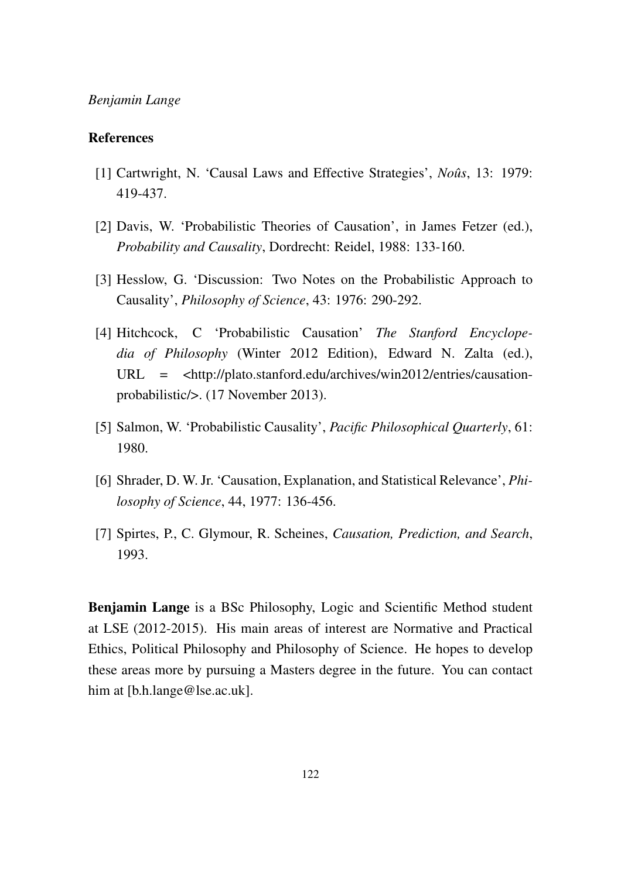## References

[1] Cartwright, N. 'Causal Laws and Effective Strategies', *Noûs*, 13: 1979: 419-437.

[2] Davis, W. 'Probabilistic Theories of Causation', in James Fetzer (ed.), *Probability and Causality*, Dordrecht: Reidel, 1988: 133-160.

[3] Hesslow, G. 'Discussion: Two Notes on the Probabilistic Approach to Causality', *Philosophy of Science*, 43: 1976: 290-292.

[4] Hitchcock, C 'Probabilistic Causation' *The Stanford Encyclopedia of Philosophy* (Winter 2012 Edition), Edward N. Zalta (ed.), URL = <http://plato.stanford.edu/archives/win2012/entries/causation-probabilistic/>. (17 November 2013).

[5] Salmon, W. 'Probabilistic Causality', *Pacific Philosophical Quarterly*, 61: 1980.

[6] Shrader, D. W. Jr. 'Causation, Explanation, and Statistical Relevance', *Philosophy of Science*, 44, 1977: 136-456.

[7] Spirtes, P., C. Glymour, R. Scheines, *Causation, Prediction, and Search*, 1993.

**Benjamin Lange** is a BSc Philosophy, Logic and Scientific Method student at LSE (2012-2015). His main areas of interest are Normative and Practical Ethics, Political Philosophy and Philosophy of Science. He hopes to develop these areas more by pursuing a Masters degree in the future. You can contact him at [b.h.lange@lse.ac.uk].